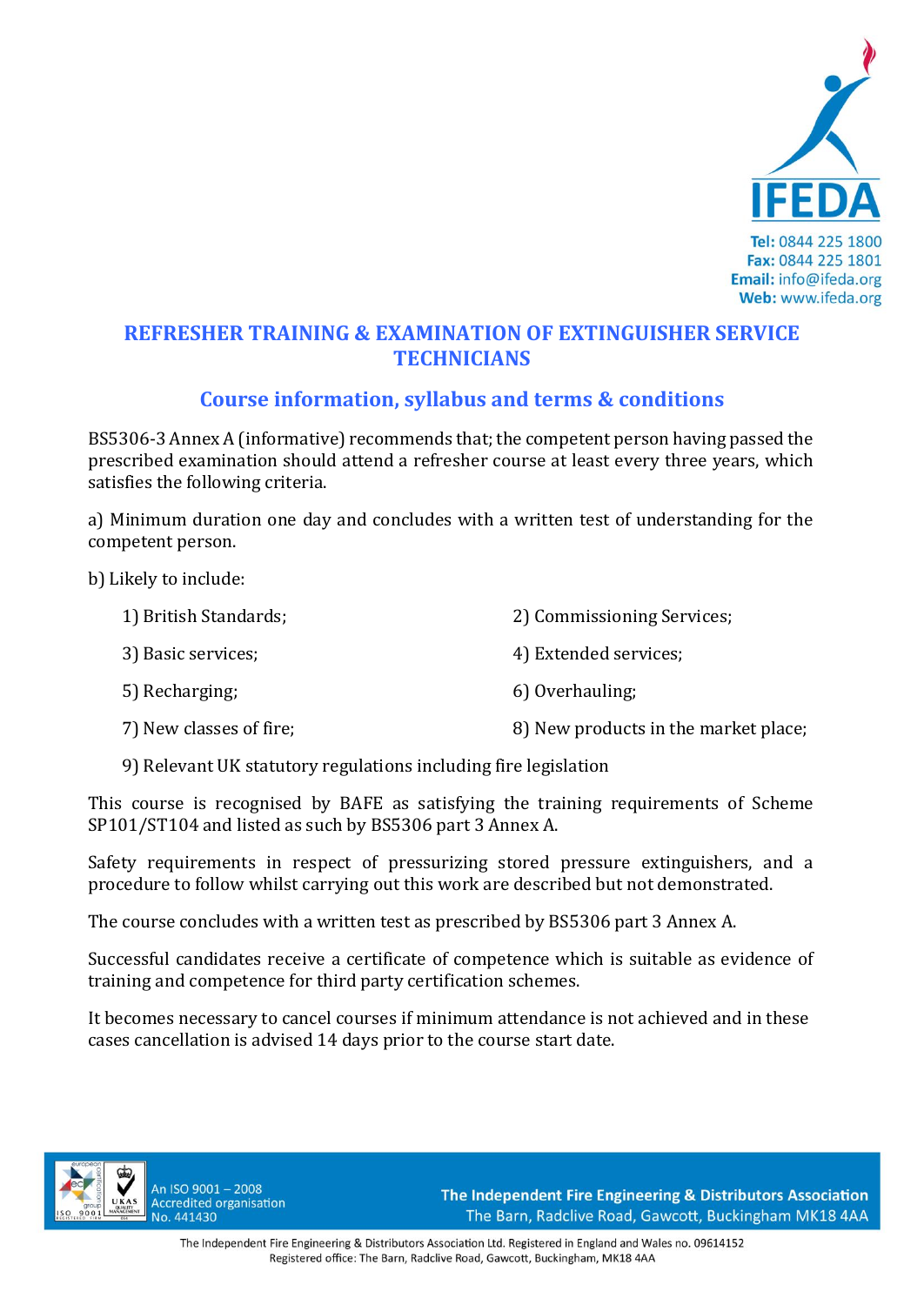IFEDA

**Tel:** 0844 225 1800
**Fax:** 0844 225 1801
**Email:** info@ifeda.org
**Web:** www.ifeda.org

# REFRESHER TRAINING & EXAMINATION OF EXTINGUISHER SERVICE TECHNICIANS

## Course information, syllabus and terms & conditions

BS5306-3 Annex A (informative) recommends that; the competent person having passed the prescribed examination should attend a refresher course at least every three years, which satisfies the following criteria.

a) Minimum duration one day and concludes with a written test of understanding for the competent person.

b) Likely to include:

1) British Standards;
2) Commissioning Services;
3) Basic services;
4) Extended services;
5) Recharging;
6) Overhauling;
7) New classes of fire;
8) New products in the market place;
9) Relevant UK statutory regulations including fire legislation

This course is recognised by BAFE as satisfying the training requirements of Scheme SP101/ST104 and listed as such by BS5306 part 3 Annex A.

Safety requirements in respect of pressurizing stored pressure extinguishers, and a procedure to follow whilst carrying out this work are described but not demonstrated.

The course concludes with a written test as prescribed by BS5306 part 3 Annex A.

Successful candidates receive a certificate of competence which is suitable as evidence of training and competence for third party certification schemes.

It becomes necessary to cancel courses if minimum attendance is not achieved and in these cases cancellation is advised 14 days prior to the course start date.

An ISO 9001 – 2008 Accredited organisation No. 441430

**The Independent Fire Engineering & Distributors Association**
The Barn, Radclive Road, Gawcott, Buckingham MK18 4AA

The Independent Fire Engineering & Distributors Association Ltd. Registered in England and Wales no. 09614152
Registered office: The Barn, Radclive Road, Gawcott, Buckingham, MK18 4AA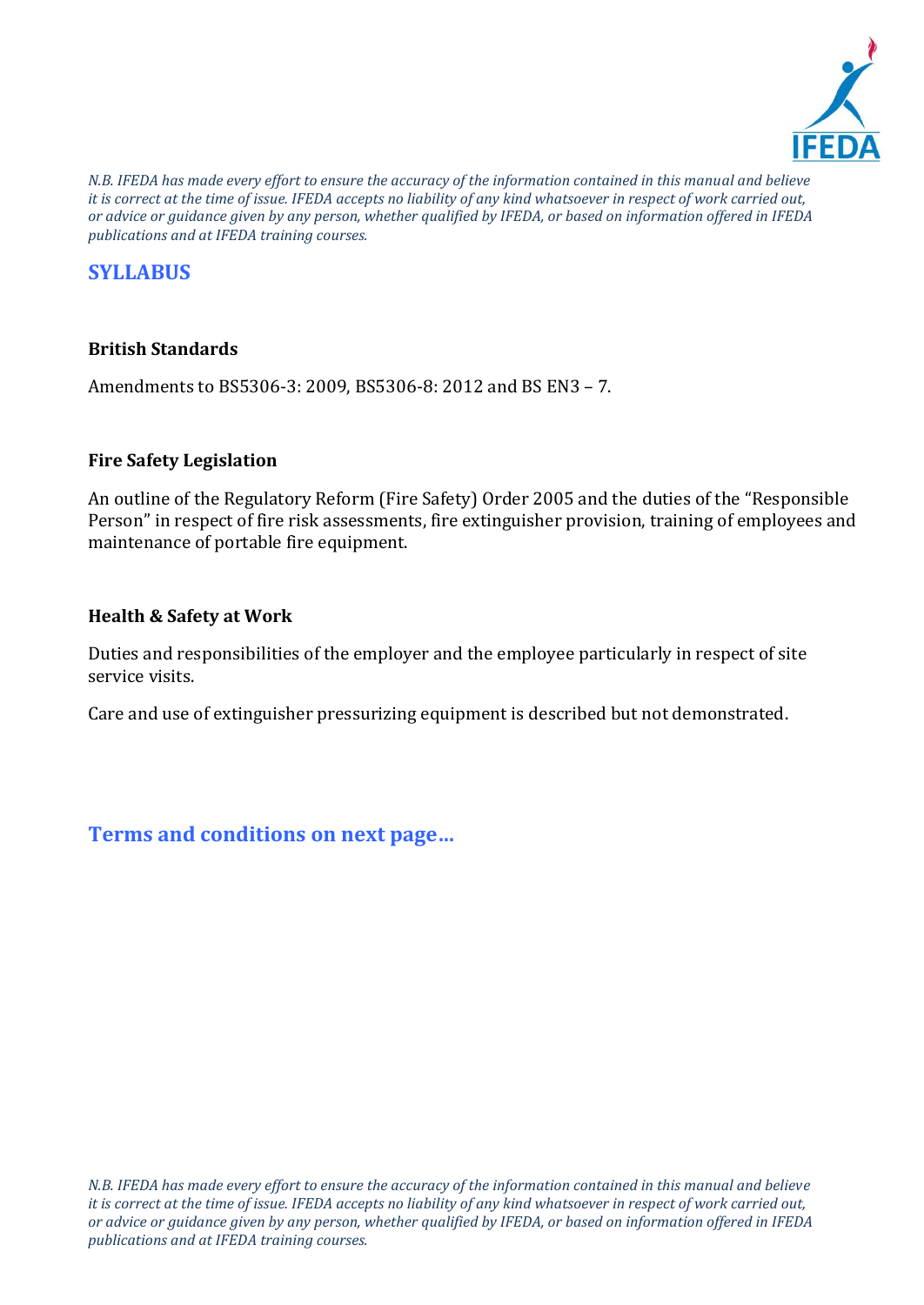## SYLLABUS

### British Standards

Amendments to BS5306-3: 2009, BS5306-8: 2012 and BS EN3 – 7.

### Fire Safety Legislation

An outline of the Regulatory Reform (Fire Safety) Order 2005 and the duties of the "Responsible Person" in respect of fire risk assessments, fire extinguisher provision, training of employees and maintenance of portable fire equipment.

### Health & Safety at Work

Duties and responsibilities of the employer and the employee particularly in respect of site service visits.

Care and use of extinguisher pressurizing equipment is described but not demonstrated.

## Terms and conditions on next page…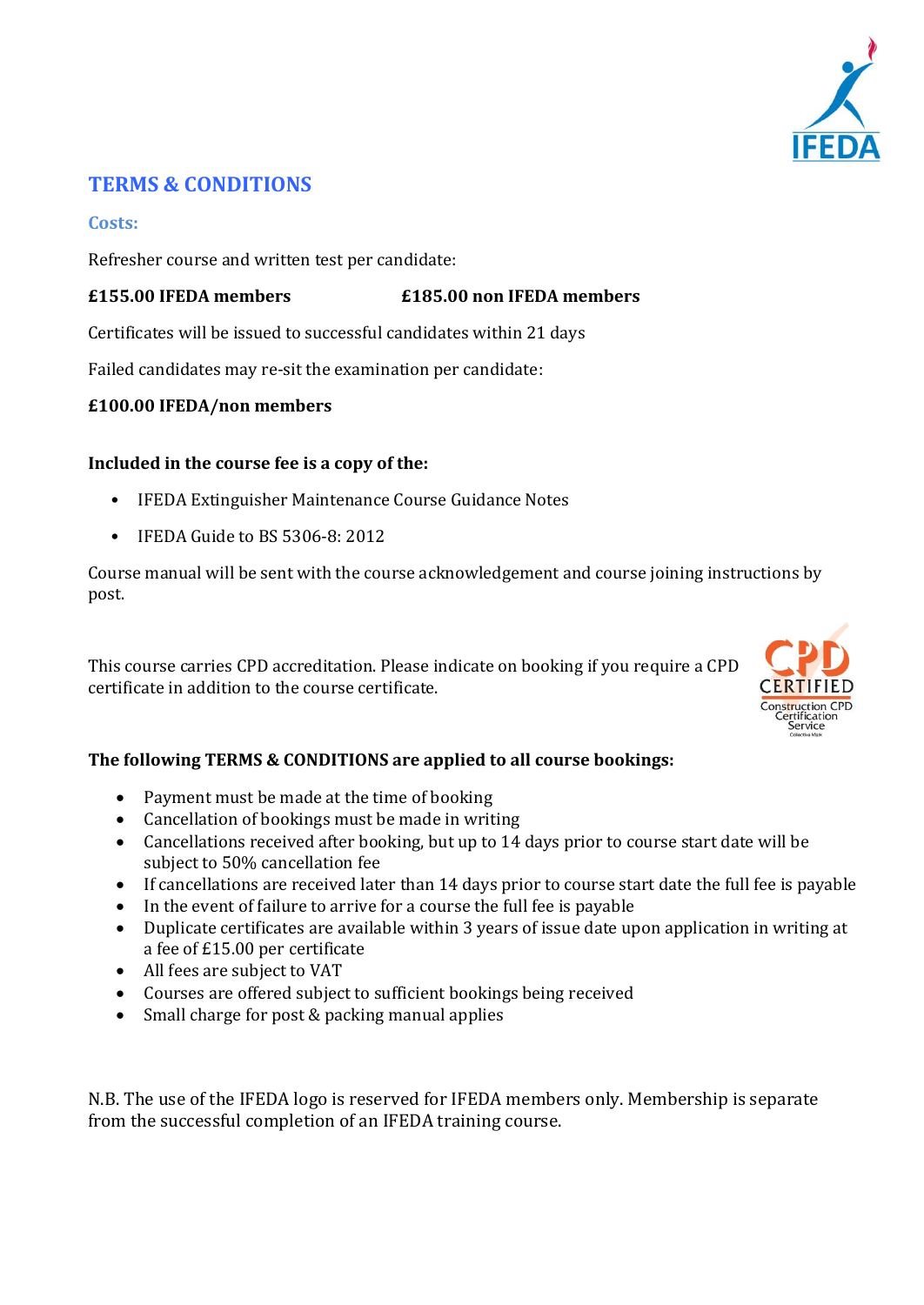## TERMS & CONDITIONS

### Costs:

Refresher course and written test per candidate:

**£155.00 IFEDA members** **£185.00 non IFEDA members**

Certificates will be issued to successful candidates within 21 days

Failed candidates may re-sit the examination per candidate:

**£100.00 IFEDA/non members**

**Included in the course fee is a copy of the:**

- IFEDA Extinguisher Maintenance Course Guidance Notes
- IFEDA Guide to BS 5306-8: 2012

Course manual will be sent with the course acknowledgement and course joining instructions by post.

This course carries CPD accreditation. Please indicate on booking if you require a CPD certificate in addition to the course certificate.

**The following TERMS & CONDITIONS are applied to all course bookings:**

- Payment must be made at the time of booking
- Cancellation of bookings must be made in writing
- Cancellations received after booking, but up to 14 days prior to course start date will be subject to 50% cancellation fee
- If cancellations are received later than 14 days prior to course start date the full fee is payable
- In the event of failure to arrive for a course the full fee is payable
- Duplicate certificates are available within 3 years of issue date upon application in writing at a fee of £15.00 per certificate
- All fees are subject to VAT
- Courses are offered subject to sufficient bookings being received
- Small charge for post & packing manual applies

N.B. The use of the IFEDA logo is reserved for IFEDA members only. Membership is separate from the successful completion of an IFEDA training course.